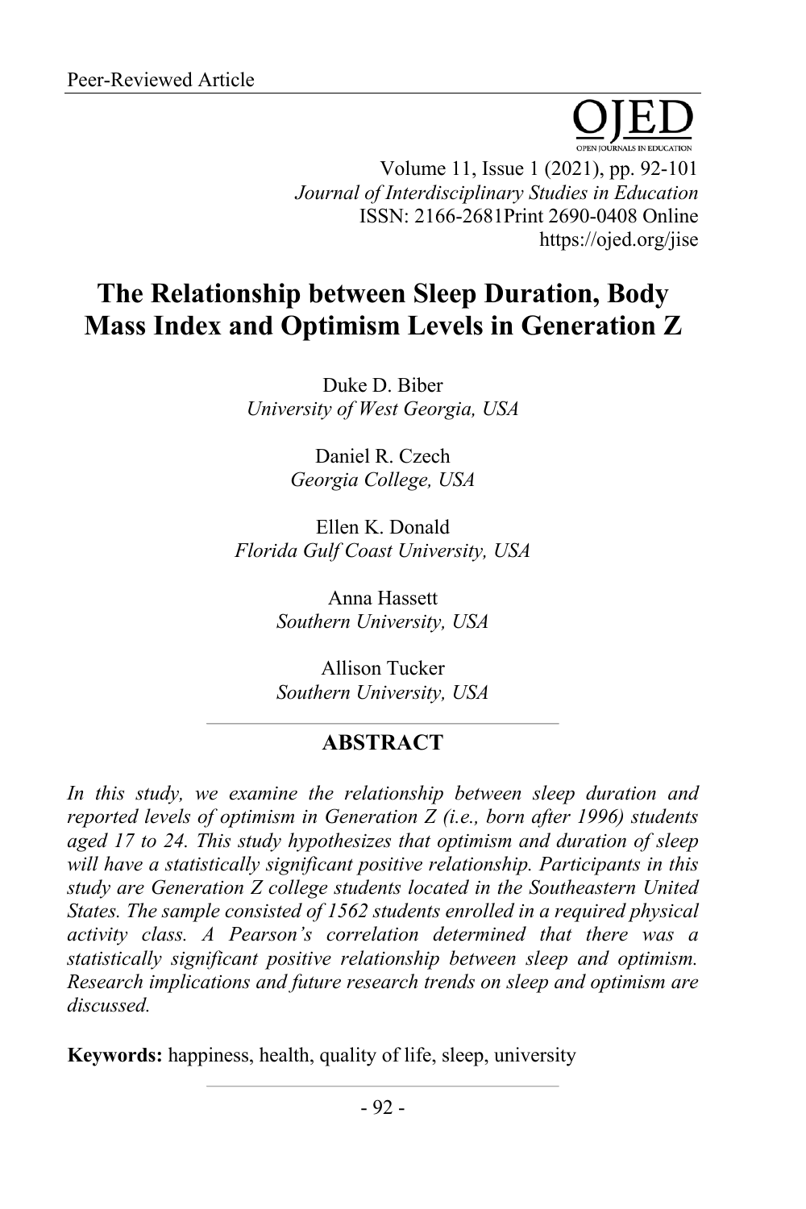Peer-Reviewed Article

# The Relationship between Sleep Duration, Body Mass Index and Optimism Levels in Generation Z

Duke D. Biber
*University of West Georgia, USA*

Daniel R. Czech
*Georgia College, USA*

Ellen K. Donald
*Florida Gulf Coast University, USA*

Anna Hassett
*Southern University, USA*

Allison Tucker
*Southern University, USA*

## ABSTRACT

*In this study, we examine the relationship between sleep duration and reported levels of optimism in Generation Z (i.e., born after 1996) students aged 17 to 24. This study hypothesizes that optimism and duration of sleep will have a statistically significant positive relationship. Participants in this study are Generation Z college students located in the Southeastern United States. The sample consisted of 1562 students enrolled in a required physical activity class. A Pearson's correlation determined that there was a statistically significant positive relationship between sleep and optimism. Research implications and future research trends on sleep and optimism are discussed.*

**Keywords:** happiness, health, quality of life, sleep, university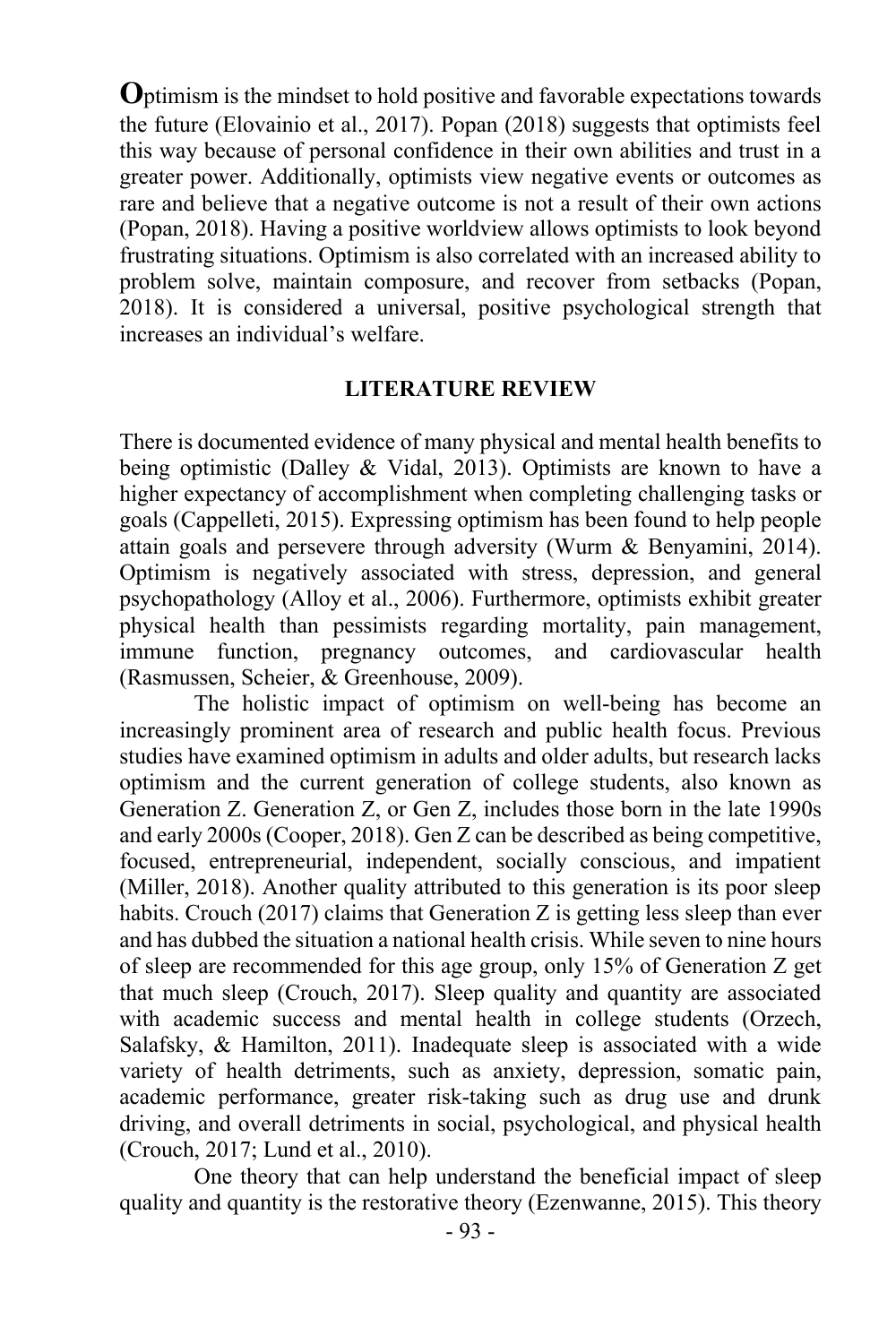**O**ptimism is the mindset to hold positive and favorable expectations towards the future (Elovainio et al., 2017). Popan (2018) suggests that optimists feel this way because of personal confidence in their own abilities and trust in a greater power. Additionally, optimists view negative events or outcomes as rare and believe that a negative outcome is not a result of their own actions (Popan, 2018). Having a positive worldview allows optimists to look beyond frustrating situations. Optimism is also correlated with an increased ability to problem solve, maintain composure, and recover from setbacks (Popan, 2018). It is considered a universal, positive psychological strength that increases an individual's welfare.

## LITERATURE REVIEW

There is documented evidence of many physical and mental health benefits to being optimistic (Dalley & Vidal, 2013). Optimists are known to have a higher expectancy of accomplishment when completing challenging tasks or goals (Cappelleti, 2015). Expressing optimism has been found to help people attain goals and persevere through adversity (Wurm & Benyamini, 2014). Optimism is negatively associated with stress, depression, and general psychopathology (Alloy et al., 2006). Furthermore, optimists exhibit greater physical health than pessimists regarding mortality, pain management, immune function, pregnancy outcomes, and cardiovascular health (Rasmussen, Scheier, & Greenhouse, 2009).

The holistic impact of optimism on well-being has become an increasingly prominent area of research and public health focus. Previous studies have examined optimism in adults and older adults, but research lacks optimism and the current generation of college students, also known as Generation Z. Generation Z, or Gen Z, includes those born in the late 1990s and early 2000s (Cooper, 2018). Gen Z can be described as being competitive, focused, entrepreneurial, independent, socially conscious, and impatient (Miller, 2018). Another quality attributed to this generation is its poor sleep habits. Crouch (2017) claims that Generation Z is getting less sleep than ever and has dubbed the situation a national health crisis. While seven to nine hours of sleep are recommended for this age group, only 15% of Generation Z get that much sleep (Crouch, 2017). Sleep quality and quantity are associated with academic success and mental health in college students (Orzech, Salafsky, & Hamilton, 2011). Inadequate sleep is associated with a wide variety of health detriments, such as anxiety, depression, somatic pain, academic performance, greater risk-taking such as drug use and drunk driving, and overall detriments in social, psychological, and physical health (Crouch, 2017; Lund et al., 2010).

One theory that can help understand the beneficial impact of sleep quality and quantity is the restorative theory (Ezenwanne, 2015). This theory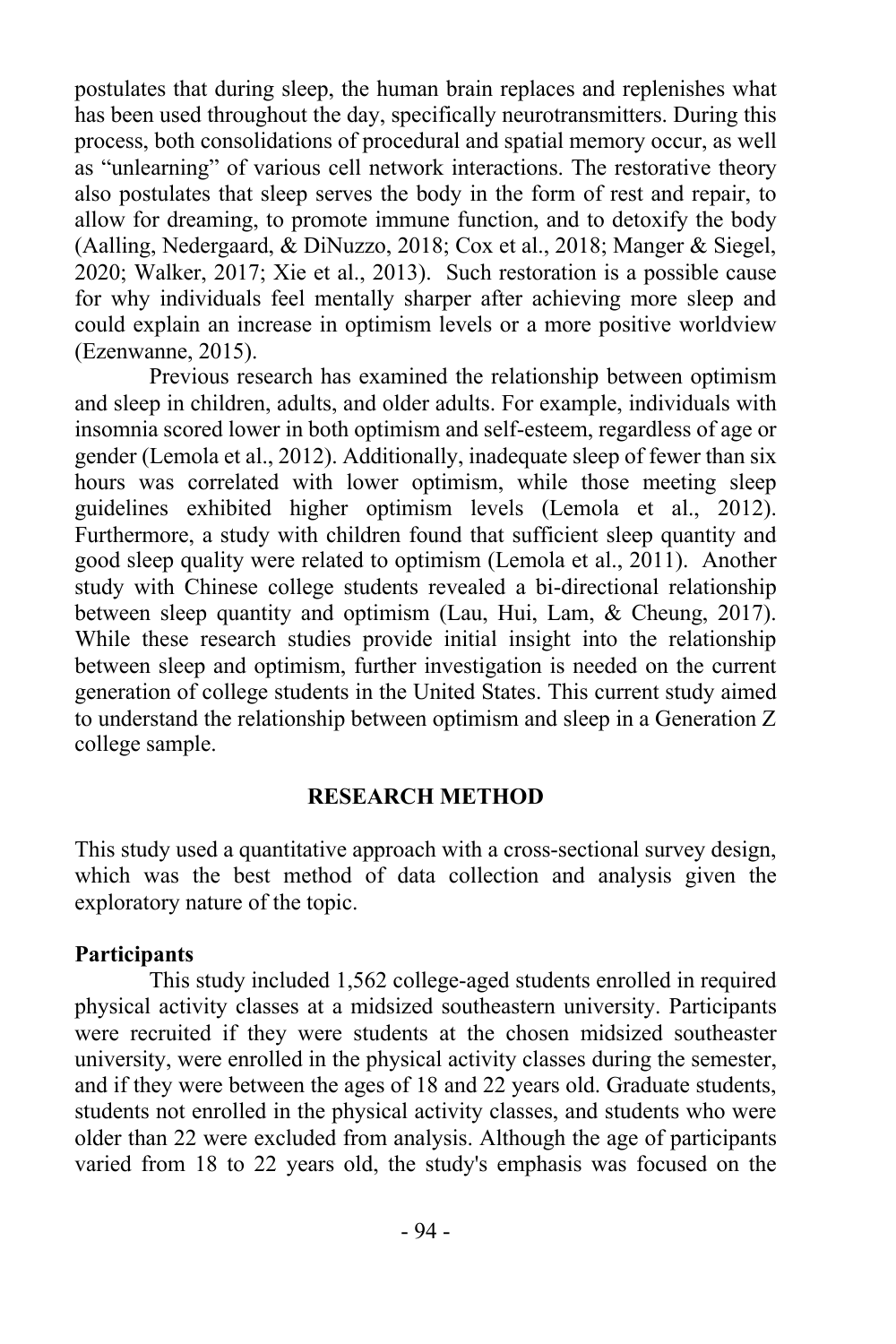postulates that during sleep, the human brain replaces and replenishes what has been used throughout the day, specifically neurotransmitters. During this process, both consolidations of procedural and spatial memory occur, as well as "unlearning" of various cell network interactions. The restorative theory also postulates that sleep serves the body in the form of rest and repair, to allow for dreaming, to promote immune function, and to detoxify the body (Aalling, Nedergaard, & DiNuzzo, 2018; Cox et al., 2018; Manger & Siegel, 2020; Walker, 2017; Xie et al., 2013). Such restoration is a possible cause for why individuals feel mentally sharper after achieving more sleep and could explain an increase in optimism levels or a more positive worldview (Ezenwanne, 2015).

Previous research has examined the relationship between optimism and sleep in children, adults, and older adults. For example, individuals with insomnia scored lower in both optimism and self-esteem, regardless of age or gender (Lemola et al., 2012). Additionally, inadequate sleep of fewer than six hours was correlated with lower optimism, while those meeting sleep guidelines exhibited higher optimism levels (Lemola et al., 2012). Furthermore, a study with children found that sufficient sleep quantity and good sleep quality were related to optimism (Lemola et al., 2011). Another study with Chinese college students revealed a bi-directional relationship between sleep quantity and optimism (Lau, Hui, Lam, & Cheung, 2017). While these research studies provide initial insight into the relationship between sleep and optimism, further investigation is needed on the current generation of college students in the United States. This current study aimed to understand the relationship between optimism and sleep in a Generation Z college sample.

## RESEARCH METHOD

This study used a quantitative approach with a cross-sectional survey design, which was the best method of data collection and analysis given the exploratory nature of the topic.

### Participants

This study included 1,562 college-aged students enrolled in required physical activity classes at a midsized southeastern university. Participants were recruited if they were students at the chosen midsized southeaster university, were enrolled in the physical activity classes during the semester, and if they were between the ages of 18 and 22 years old. Graduate students, students not enrolled in the physical activity classes, and students who were older than 22 were excluded from analysis. Although the age of participants varied from 18 to 22 years old, the study's emphasis was focused on the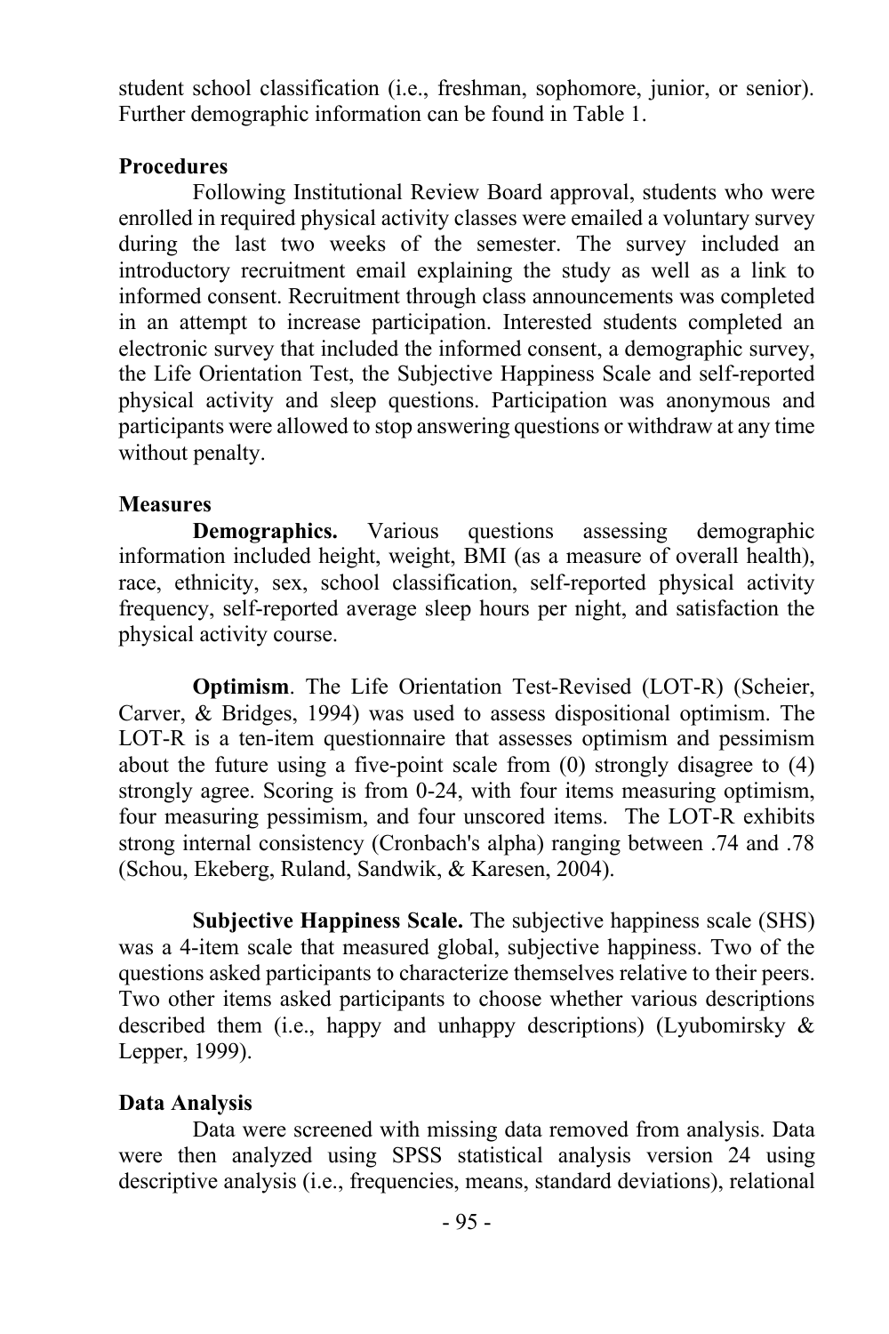student school classification (i.e., freshman, sophomore, junior, or senior). Further demographic information can be found in Table 1.

### Procedures

Following Institutional Review Board approval, students who were enrolled in required physical activity classes were emailed a voluntary survey during the last two weeks of the semester. The survey included an introductory recruitment email explaining the study as well as a link to informed consent. Recruitment through class announcements was completed in an attempt to increase participation. Interested students completed an electronic survey that included the informed consent, a demographic survey, the Life Orientation Test, the Subjective Happiness Scale and self-reported physical activity and sleep questions. Participation was anonymous and participants were allowed to stop answering questions or withdraw at any time without penalty.

### Measures

**Demographics.** Various questions assessing demographic information included height, weight, BMI (as a measure of overall health), race, ethnicity, sex, school classification, self-reported physical activity frequency, self-reported average sleep hours per night, and satisfaction the physical activity course.

**Optimism**. The Life Orientation Test-Revised (LOT-R) (Scheier, Carver, & Bridges, 1994) was used to assess dispositional optimism. The LOT-R is a ten-item questionnaire that assesses optimism and pessimism about the future using a five-point scale from (0) strongly disagree to (4) strongly agree. Scoring is from 0-24, with four items measuring optimism, four measuring pessimism, and four unscored items. The LOT-R exhibits strong internal consistency (Cronbach's alpha) ranging between .74 and .78 (Schou, Ekeberg, Ruland, Sandwik, & Karesen, 2004).

**Subjective Happiness Scale.** The subjective happiness scale (SHS) was a 4-item scale that measured global, subjective happiness. Two of the questions asked participants to characterize themselves relative to their peers. Two other items asked participants to choose whether various descriptions described them (i.e., happy and unhappy descriptions) (Lyubomirsky & Lepper, 1999).

### Data Analysis

Data were screened with missing data removed from analysis. Data were then analyzed using SPSS statistical analysis version 24 using descriptive analysis (i.e., frequencies, means, standard deviations), relational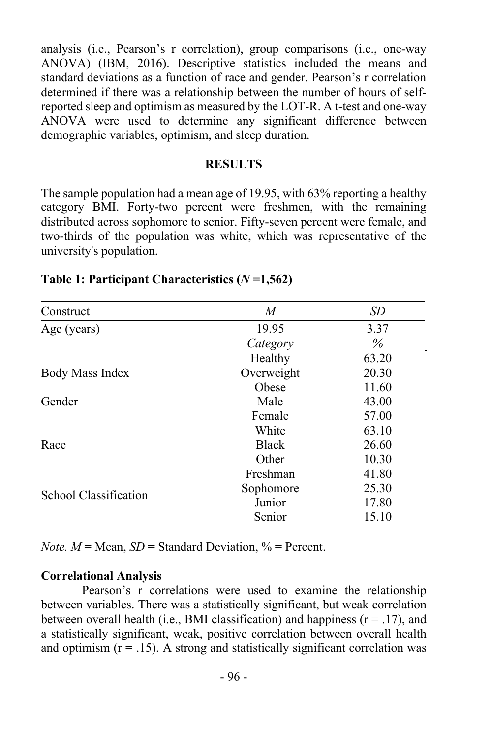analysis (i.e., Pearson's r correlation), group comparisons (i.e., one-way ANOVA) (IBM, 2016). Descriptive statistics included the means and standard deviations as a function of race and gender. Pearson's r correlation determined if there was a relationship between the number of hours of self-reported sleep and optimism as measured by the LOT-R. A t-test and one-way ANOVA were used to determine any significant difference between demographic variables, optimism, and sleep duration.

## RESULTS

The sample population had a mean age of 19.95, with 63% reporting a healthy category BMI. Forty-two percent were freshmen, with the remaining distributed across sophomore to senior. Fifty-seven percent were female, and two-thirds of the population was white, which was representative of the university's population.

**Table 1: Participant Characteristics (*N* =1,562)**

| Construct | *M* | *SD* |
|---|---|---|
| Age (years) | 19.95 | 3.37 |
| | *Category* | *%* |
| | Healthy | 63.20 |
| Body Mass Index | Overweight | 20.30 |
| | Obese | 11.60 |
| Gender | Male | 43.00 |
| | Female | 57.00 |
| | White | 63.10 |
| Race | Black | 26.60 |
| | Other | 10.30 |
| | Freshman | 41.80 |
| School Classification | Sophomore | 25.30 |
| | Junior | 17.80 |
| | Senior | 15.10 |

*Note.* *M* = Mean, *SD* = Standard Deviation, % = Percent.

### Correlational Analysis

Pearson's r correlations were used to examine the relationship between variables. There was a statistically significant, but weak correlation between overall health (i.e., BMI classification) and happiness ($r = .17$), and a statistically significant, weak, positive correlation between overall health and optimism ($r = .15$). A strong and statistically significant correlation was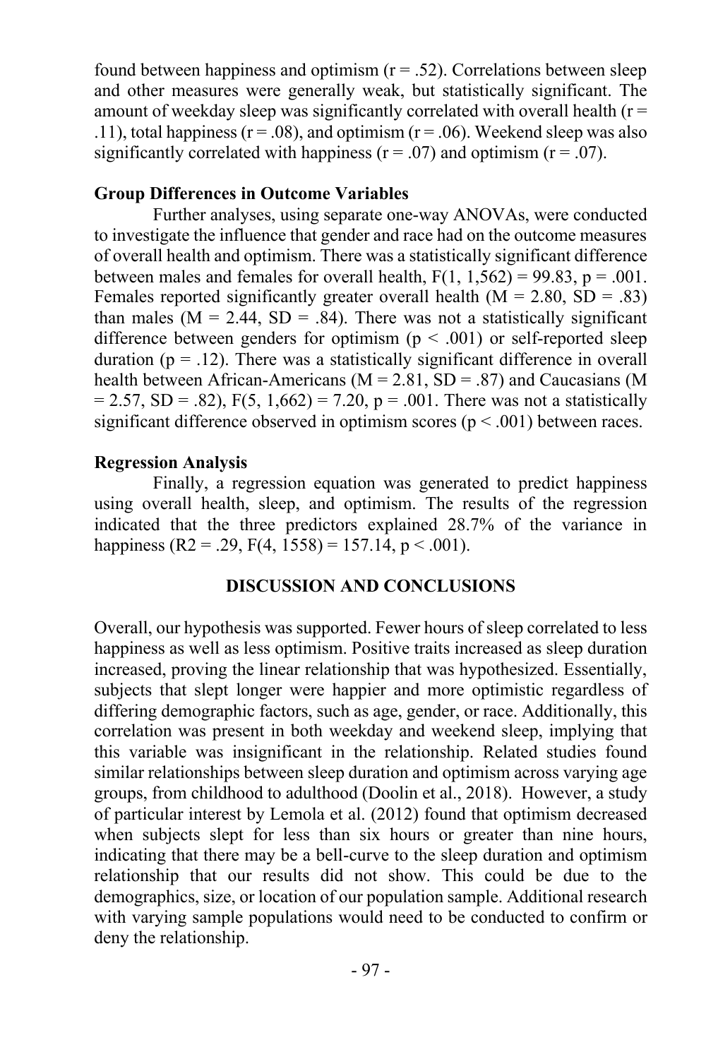found between happiness and optimism ($r = .52$). Correlations between sleep and other measures were generally weak, but statistically significant. The amount of weekday sleep was significantly correlated with overall health ($r = .11$), total happiness ($r = .08$), and optimism ($r = .06$). Weekend sleep was also significantly correlated with happiness ($r = .07$) and optimism ($r = .07$).

**Group Differences in Outcome Variables**

Further analyses, using separate one-way ANOVAs, were conducted to investigate the influence that gender and race had on the outcome measures of overall health and optimism. There was a statistically significant difference between males and females for overall health, $F(1, 1{,}562) = 99.83$, $p = .001$. Females reported significantly greater overall health ($M = 2.80$, $SD = .83$) than males ($M = 2.44$, $SD = .84$). There was not a statistically significant difference between genders for optimism ($p < .001$) or self-reported sleep duration ($p = .12$). There was a statistically significant difference in overall health between African-Americans ($M = 2.81$, $SD = .87$) and Caucasians ($M = 2.57$, $SD = .82$), $F(5, 1{,}662) = 7.20$, $p = .001$. There was not a statistically significant difference observed in optimism scores ($p < .001$) between races.

**Regression Analysis**

Finally, a regression equation was generated to predict happiness using overall health, sleep, and optimism. The results of the regression indicated that the three predictors explained 28.7% of the variance in happiness ($R2 = .29$, $F(4, 1558) = 157.14$, $p < .001$).

## DISCUSSION AND CONCLUSIONS

Overall, our hypothesis was supported. Fewer hours of sleep correlated to less happiness as well as less optimism. Positive traits increased as sleep duration increased, proving the linear relationship that was hypothesized. Essentially, subjects that slept longer were happier and more optimistic regardless of differing demographic factors, such as age, gender, or race. Additionally, this correlation was present in both weekday and weekend sleep, implying that this variable was insignificant in the relationship. Related studies found similar relationships between sleep duration and optimism across varying age groups, from childhood to adulthood (Doolin et al., 2018). However, a study of particular interest by Lemola et al. (2012) found that optimism decreased when subjects slept for less than six hours or greater than nine hours, indicating that there may be a bell-curve to the sleep duration and optimism relationship that our results did not show. This could be due to the demographics, size, or location of our population sample. Additional research with varying sample populations would need to be conducted to confirm or deny the relationship.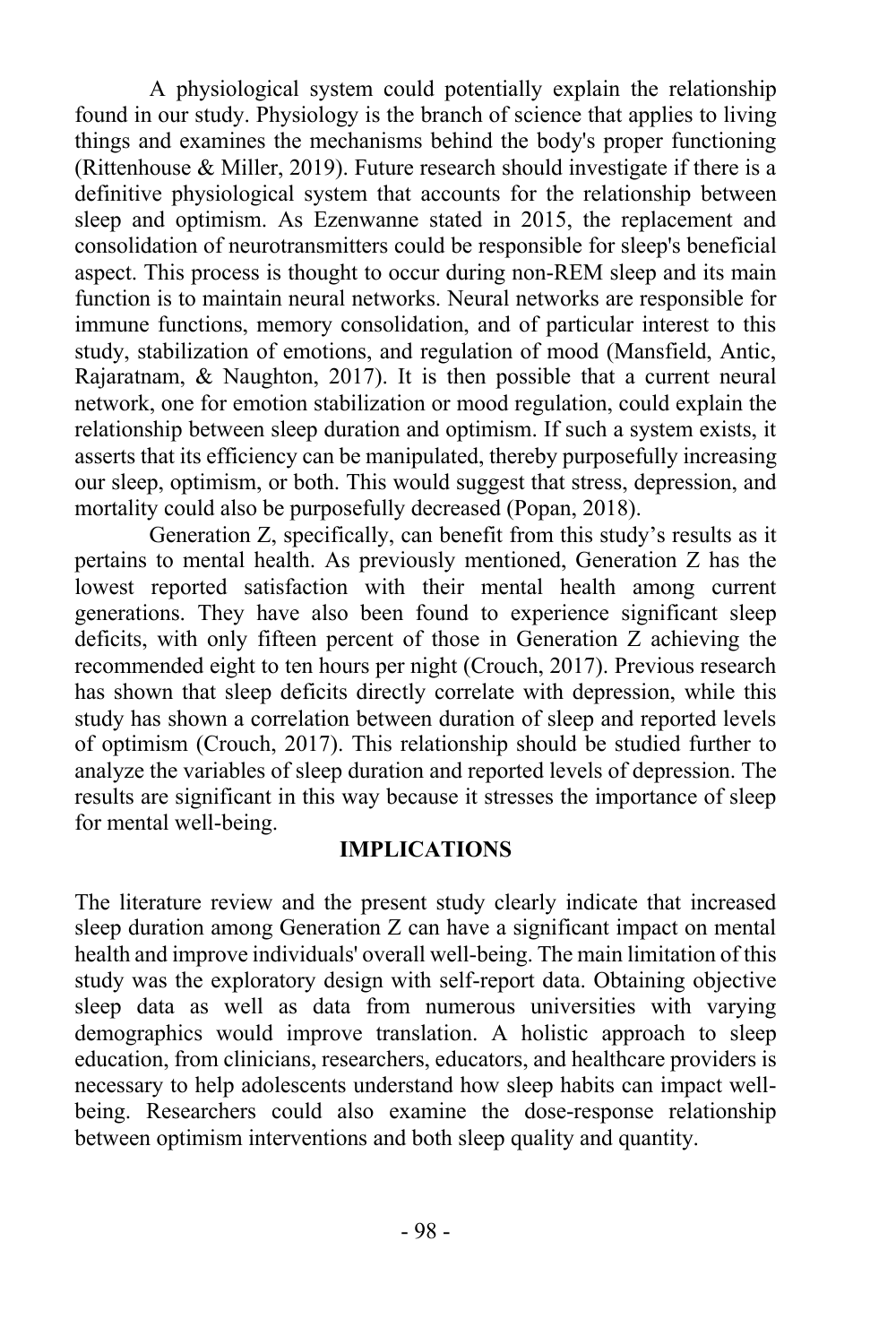A physiological system could potentially explain the relationship found in our study. Physiology is the branch of science that applies to living things and examines the mechanisms behind the body's proper functioning (Rittenhouse & Miller, 2019). Future research should investigate if there is a definitive physiological system that accounts for the relationship between sleep and optimism. As Ezenwanne stated in 2015, the replacement and consolidation of neurotransmitters could be responsible for sleep's beneficial aspect. This process is thought to occur during non-REM sleep and its main function is to maintain neural networks. Neural networks are responsible for immune functions, memory consolidation, and of particular interest to this study, stabilization of emotions, and regulation of mood (Mansfield, Antic, Rajaratnam, & Naughton, 2017). It is then possible that a current neural network, one for emotion stabilization or mood regulation, could explain the relationship between sleep duration and optimism. If such a system exists, it asserts that its efficiency can be manipulated, thereby purposefully increasing our sleep, optimism, or both. This would suggest that stress, depression, and mortality could also be purposefully decreased (Popan, 2018).

Generation Z, specifically, can benefit from this study's results as it pertains to mental health. As previously mentioned, Generation Z has the lowest reported satisfaction with their mental health among current generations. They have also been found to experience significant sleep deficits, with only fifteen percent of those in Generation Z achieving the recommended eight to ten hours per night (Crouch, 2017). Previous research has shown that sleep deficits directly correlate with depression, while this study has shown a correlation between duration of sleep and reported levels of optimism (Crouch, 2017). This relationship should be studied further to analyze the variables of sleep duration and reported levels of depression. The results are significant in this way because it stresses the importance of sleep for mental well-being.

## IMPLICATIONS

The literature review and the present study clearly indicate that increased sleep duration among Generation Z can have a significant impact on mental health and improve individuals' overall well-being. The main limitation of this study was the exploratory design with self-report data. Obtaining objective sleep data as well as data from numerous universities with varying demographics would improve translation. A holistic approach to sleep education, from clinicians, researchers, educators, and healthcare providers is necessary to help adolescents understand how sleep habits can impact well-being. Researchers could also examine the dose-response relationship between optimism interventions and both sleep quality and quantity.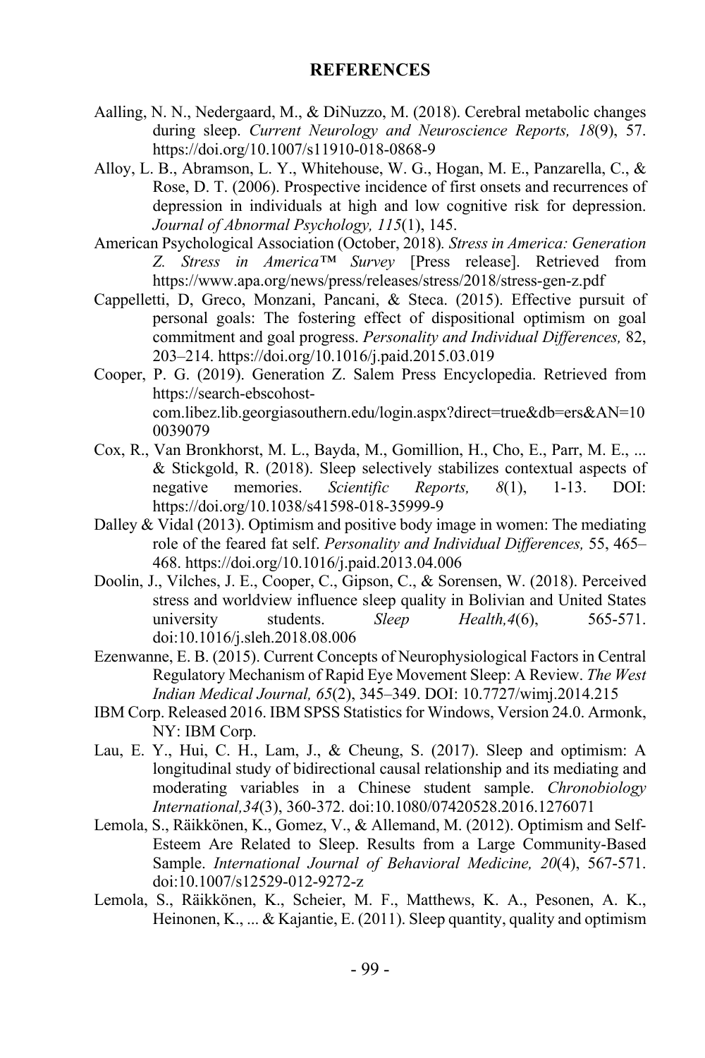## REFERENCES

Aalling, N. N., Nedergaard, M., & DiNuzzo, M. (2018). Cerebral metabolic changes during sleep. *Current Neurology and Neuroscience Reports, 18*(9), 57. https://doi.org/10.1007/s11910-018-0868-9

Alloy, L. B., Abramson, L. Y., Whitehouse, W. G., Hogan, M. E., Panzarella, C., & Rose, D. T. (2006). Prospective incidence of first onsets and recurrences of depression in individuals at high and low cognitive risk for depression. *Journal of Abnormal Psychology, 115*(1), 145.

American Psychological Association (October, 2018). *Stress in America: Generation Z. Stress in America™ Survey* [Press release]. Retrieved from https://www.apa.org/news/press/releases/stress/2018/stress-gen-z.pdf

Cappelletti, D, Greco, Monzani, Pancani, & Steca. (2015). Effective pursuit of personal goals: The fostering effect of dispositional optimism on goal commitment and goal progress. *Personality and Individual Differences,* 82, 203–214. https://doi.org/10.1016/j.paid.2015.03.019

Cooper, P. G. (2019). Generation Z. Salem Press Encyclopedia. Retrieved from https://search-ebscohost-com.libez.lib.georgiasouthern.edu/login.aspx?direct=true&db=ers&AN=100039079

Cox, R., Van Bronkhorst, M. L., Bayda, M., Gomillion, H., Cho, E., Parr, M. E., ... & Stickgold, R. (2018). Sleep selectively stabilizes contextual aspects of negative memories. *Scientific Reports, 8*(1), 1-13. DOI: https://doi.org/10.1038/s41598-018-35999-9

Dalley & Vidal (2013). Optimism and positive body image in women: The mediating role of the feared fat self. *Personality and Individual Differences,* 55, 465–468. https://doi.org/10.1016/j.paid.2013.04.006

Doolin, J., Vilches, J. E., Cooper, C., Gipson, C., & Sorensen, W. (2018). Perceived stress and worldview influence sleep quality in Bolivian and United States university students. *Sleep Health,4*(6), 565-571. doi:10.1016/j.sleh.2018.08.006

Ezenwanne, E. B. (2015). Current Concepts of Neurophysiological Factors in Central Regulatory Mechanism of Rapid Eye Movement Sleep: A Review. *The West Indian Medical Journal, 65*(2), 345–349. DOI: 10.7727/wimj.2014.215

IBM Corp. Released 2016. IBM SPSS Statistics for Windows, Version 24.0. Armonk, NY: IBM Corp.

Lau, E. Y., Hui, C. H., Lam, J., & Cheung, S. (2017). Sleep and optimism: A longitudinal study of bidirectional causal relationship and its mediating and moderating variables in a Chinese student sample. *Chronobiology International,34*(3), 360-372. doi:10.1080/07420528.2016.1276071

Lemola, S., Räikkönen, K., Gomez, V., & Allemand, M. (2012). Optimism and Self-Esteem Are Related to Sleep. Results from a Large Community-Based Sample. *International Journal of Behavioral Medicine, 20*(4), 567-571. doi:10.1007/s12529-012-9272-z

Lemola, S., Räikkönen, K., Scheier, M. F., Matthews, K. A., Pesonen, A. K., Heinonen, K., ... & Kajantie, E. (2011). Sleep quantity, quality and optimism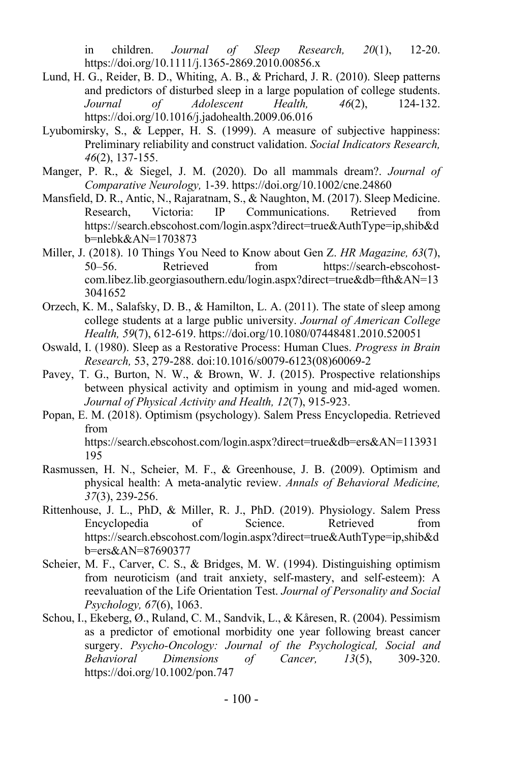in children. *Journal of Sleep Research, 20*(1), 12-20. https://doi.org/10.1111/j.1365-2869.2010.00856.x

Lund, H. G., Reider, B. D., Whiting, A. B., & Prichard, J. R. (2010). Sleep patterns and predictors of disturbed sleep in a large population of college students. *Journal of Adolescent Health, 46*(2), 124-132. https://doi.org/10.1016/j.jadohealth.2009.06.016

Lyubomirsky, S., & Lepper, H. S. (1999). A measure of subjective happiness: Preliminary reliability and construct validation. *Social Indicators Research, 46*(2), 137-155.

Manger, P. R., & Siegel, J. M. (2020). Do all mammals dream?. *Journal of Comparative Neurology,* 1-39. https://doi.org/10.1002/cne.24860

Mansfield, D. R., Antic, N., Rajaratnam, S., & Naughton, M. (2017). Sleep Medicine. Research, Victoria: IP Communications. Retrieved from https://search.ebscohost.com/login.aspx?direct=true&AuthType=ip,shib&db=nlebk&AN=1703873

Miller, J. (2018). 10 Things You Need to Know about Gen Z. *HR Magazine, 63*(7), 50–56. Retrieved from https://search-ebscohost-com.libez.lib.georgiasouthern.edu/login.aspx?direct=true&db=fth&AN=133041652

Orzech, K. M., Salafsky, D. B., & Hamilton, L. A. (2011). The state of sleep among college students at a large public university. *Journal of American College Health, 59*(7), 612-619. https://doi.org/10.1080/07448481.2010.520051

Oswald, I. (1980). Sleep as a Restorative Process: Human Clues. *Progress in Brain Research,* 53, 279-288. doi:10.1016/s0079-6123(08)60069-2

Pavey, T. G., Burton, N. W., & Brown, W. J. (2015). Prospective relationships between physical activity and optimism in young and mid-aged women. *Journal of Physical Activity and Health, 12*(7), 915-923.

Popan, E. M. (2018). Optimism (psychology). Salem Press Encyclopedia. Retrieved from https://search.ebscohost.com/login.aspx?direct=true&db=ers&AN=113931195

Rasmussen, H. N., Scheier, M. F., & Greenhouse, J. B. (2009). Optimism and physical health: A meta-analytic review. *Annals of Behavioral Medicine, 37*(3), 239-256.

Rittenhouse, J. L., PhD, & Miller, R. J., PhD. (2019). Physiology. Salem Press Encyclopedia of Science. Retrieved from https://search.ebscohost.com/login.aspx?direct=true&AuthType=ip,shib&db=ers&AN=87690377

Scheier, M. F., Carver, C. S., & Bridges, M. W. (1994). Distinguishing optimism from neuroticism (and trait anxiety, self-mastery, and self-esteem): A reevaluation of the Life Orientation Test. *Journal of Personality and Social Psychology, 67*(6), 1063.

Schou, I., Ekeberg, Ø., Ruland, C. M., Sandvik, L., & Kåresen, R. (2004). Pessimism as a predictor of emotional morbidity one year following breast cancer surgery. *Psycho-Oncology: Journal of the Psychological, Social and Behavioral Dimensions of Cancer, 13*(5), 309-320. https://doi.org/10.1002/pon.747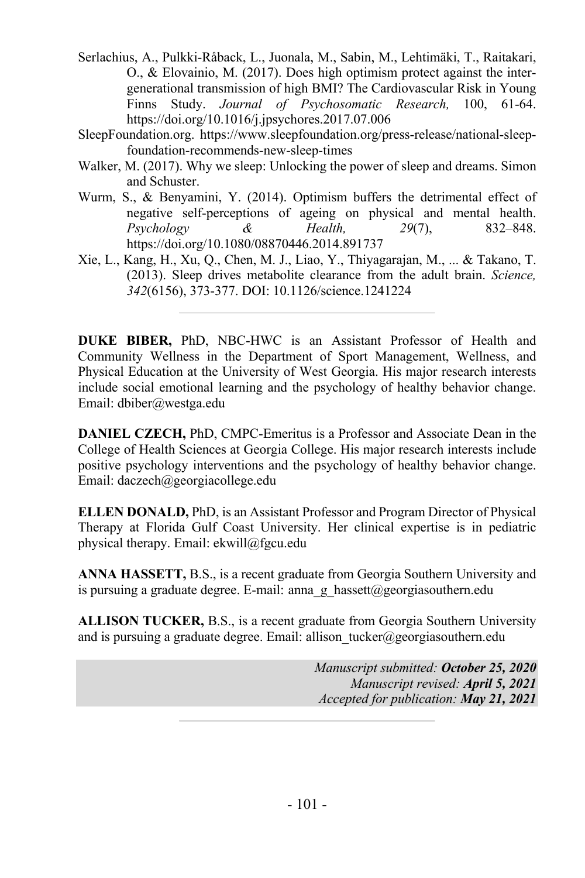Serlachius, A., Pulkki-Råback, L., Juonala, M., Sabin, M., Lehtimäki, T., Raitakari, O., & Elovainio, M. (2017). Does high optimism protect against the inter-generational transmission of high BMI? The Cardiovascular Risk in Young Finns Study. *Journal of Psychosomatic Research,* 100, 61-64. https://doi.org/10.1016/j.jpsychores.2017.07.006

SleepFoundation.org. https://www.sleepfoundation.org/press-release/national-sleep-foundation-recommends-new-sleep-times

Walker, M. (2017). Why we sleep: Unlocking the power of sleep and dreams. Simon and Schuster.

Wurm, S., & Benyamini, Y. (2014). Optimism buffers the detrimental effect of negative self-perceptions of ageing on physical and mental health. *Psychology & Health, 29*(7), 832–848. https://doi.org/10.1080/08870446.2014.891737

Xie, L., Kang, H., Xu, Q., Chen, M. J., Liao, Y., Thiyagarajan, M., ... & Takano, T. (2013). Sleep drives metabolite clearance from the adult brain. *Science, 342*(6156), 373-377. DOI: 10.1126/science.1241224

---

**DUKE BIBER,** PhD, NBC-HWC is an Assistant Professor of Health and Community Wellness in the Department of Sport Management, Wellness, and Physical Education at the University of West Georgia. His major research interests include social emotional learning and the psychology of healthy behavior change. Email: dbiber@westga.edu

**DANIEL CZECH,** PhD, CMPC-Emeritus is a Professor and Associate Dean in the College of Health Sciences at Georgia College. His major research interests include positive psychology interventions and the psychology of healthy behavior change. Email: daczech@georgiacollege.edu

**ELLEN DONALD,** PhD, is an Assistant Professor and Program Director of Physical Therapy at Florida Gulf Coast University. Her clinical expertise is in pediatric physical therapy. Email: ekwill@fgcu.edu

**ANNA HASSETT,** B.S., is a recent graduate from Georgia Southern University and is pursuing a graduate degree. E-mail: anna_g_hassett@georgiasouthern.edu

**ALLISON TUCKER,** B.S., is a recent graduate from Georgia Southern University and is pursuing a graduate degree. Email: allison_tucker@georgiasouthern.edu

*Manuscript submitted:* ***October 25, 2020***
*Manuscript revised:* ***April 5, 2021***
*Accepted for publication:* ***May 21, 2021***